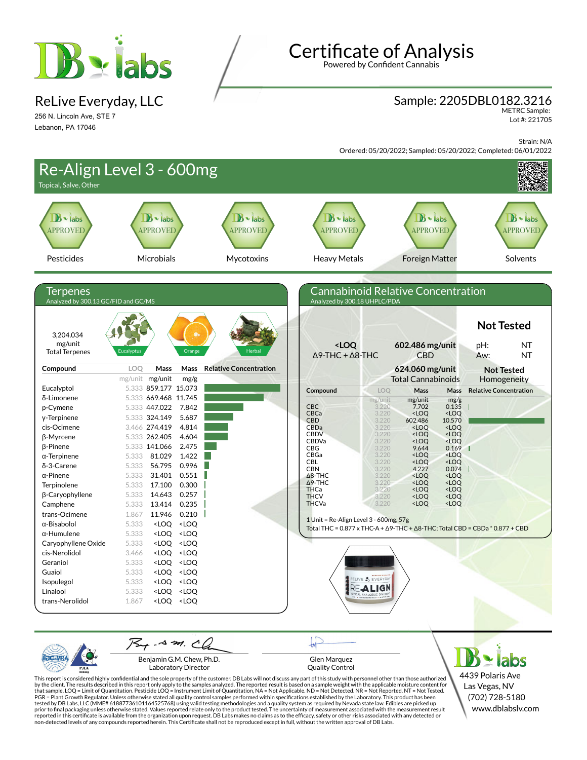# Certificate of Analysis

Powered by Confident Cannabis

## ReLive Everyday, LLC

256 N. Lincoln Ave, STE 7
Lebanon, PA 17046

**Sample: 2205DBL0182.3216**
METRC Sample:
Lot #: 221705

Strain: N/A
Ordered: 05/20/2022; Sampled: 05/20/2022; Completed: 06/01/2022

## Re-Align Level 3 - 600mg

Topical, Salve, Other

| Pesticides | Microbials | Mycotoxins | Heavy Metals | Foreign Matter | Solvents |
|---|---|---|---|---|---|
| APPROVED | APPROVED | APPROVED | APPROVED | APPROVED | APPROVED |

## Terpenes

Analyzed by 300.13 GC/FID and GC/MS

3,204.034 mg/unit Total Terpenes

Eucalyptus, Orange, Herbal

| Compound | LOQ mg/unit | Mass mg/unit | Mass mg/g |
|---|---|---|---|
| Eucalyptol | 5.333 | 859.177 | 15.073 |
| δ-Limonene | 5.333 | 669.468 | 11.745 |
| p-Cymene | 5.333 | 447.022 | 7.842 |
| γ-Terpinene | 5.333 | 324.149 | 5.687 |
| cis-Ocimene | 3.466 | 274.419 | 4.814 |
| β-Myrcene | 5.333 | 262.405 | 4.604 |
| β-Pinene | 5.333 | 141.066 | 2.475 |
| α-Terpinene | 5.333 | 81.029 | 1.422 |
| δ-3-Carene | 5.333 | 56.795 | 0.996 |
| α-Pinene | 5.333 | 31.401 | 0.551 |
| Terpinolene | 5.333 | 17.100 | 0.300 |
| β-Caryophyllene | 5.333 | 14.643 | 0.257 |
| Camphene | 5.333 | 13.414 | 0.235 |
| trans-Ocimene | 1.867 | 11.946 | 0.210 |
| α-Bisabolol | 5.333 | <LOQ | <LOQ |
| α-Humulene | 5.333 | <LOQ | <LOQ |
| Caryophyllene Oxide | 5.333 | <LOQ | <LOQ |
| cis-Nerolidol | 3.466 | <LOQ | <LOQ |
| Geraniol | 5.333 | <LOQ | <LOQ |
| Guaiol | 5.333 | <LOQ | <LOQ |
| Isopulegol | 5.333 | <LOQ | <LOQ |
| Linalool | 5.333 | <LOQ | <LOQ |
| trans-Nerolidol | 1.867 | <LOQ | <LOQ |

## Cannabinoid Relative Concentration

Analyzed by 300.18 UHPLC/PDA

**<LOQ** Δ9-THC + Δ8-THC

**602.486 mg/unit** CBD

**624.060 mg/unit** Total Cannabinoids

**Not Tested**
pH: NT
Aw: NT

**Not Tested** Homogeneity

| Compound | LOQ mg/unit | Mass mg/unit | Mass mg/g |
|---|---|---|---|
| CBC | 3.220 | 7.702 | 0.135 |
| CBCa | 3.220 | <LOQ | <LOQ |
| CBD | 3.220 | 602.486 | 10.570 |
| CBDa | 3.220 | <LOQ | <LOQ |
| CBDV | 3.220 | <LOQ | <LOQ |
| CBDVa | 3.220 | <LOQ | <LOQ |
| CBG | 3.220 | 9.644 | 0.169 |
| CBGa | 3.220 | <LOQ | <LOQ |
| CBL | 3.220 | <LOQ | <LOQ |
| CBN | 3.220 | 4.227 | 0.074 |
| Δ8-THC | 3.220 | <LOQ | <LOQ |
| Δ9-THC | 3.220 | <LOQ | <LOQ |
| THCa | 3.220 | <LOQ | <LOQ |
| THCV | 3.220 | <LOQ | <LOQ |
| THCVa | 3.220 | <LOQ | <LOQ |

1 Unit = Re-Align Level 3 - 600mg, 57g
Total THC = 0.877 x THC-A + Δ9-THC + Δ8-THC; Total CBD = CBDa * 0.877 + CBD

Benjamin G.M. Chew, Ph.D.
Laboratory Director

Glen Marquez
Quality Control

DB labs
4439 Polaris Ave
Las Vegas, NV
(702) 728-5180
www.dblabslv.com

This report is considered highly confidential and the sole property of the customer. DB Labs will not discuss any part of this study with personnel other than those authorized by the client. The results described in this report only apply to the samples analyzed. The reported result is based on a sample weight with the applicable moisture content for that sample. LOQ = Limit of Quantitation. Pesticide LOQ = Instrument Limit of Quantitation, NA = Not Applicable. ND = Not Detected. NR = Not Reported. NT = Not Tested. PGR = Plant Growth Regulator. Unless otherwise stated all quality control samples performed within specifications established by the Laboratory. This product has been tested by DB Labs, LLC (MME# 61887736101164525768) using valid testing methodologies and a quality system as required by Nevada state law. Edibles are picked up prior to final packaging unless otherwise stated. Values reported relate only to the product tested. The uncertainty of measurement associated with the measurement result reported in this certificate is available from the organization upon request. DB Labs makes no claims as to the efficacy, safety or other risks associated with any detected or non-detected levels of any compounds reported herein. This Certificate shall not be reproduced except in full, without the written approval of DB Labs.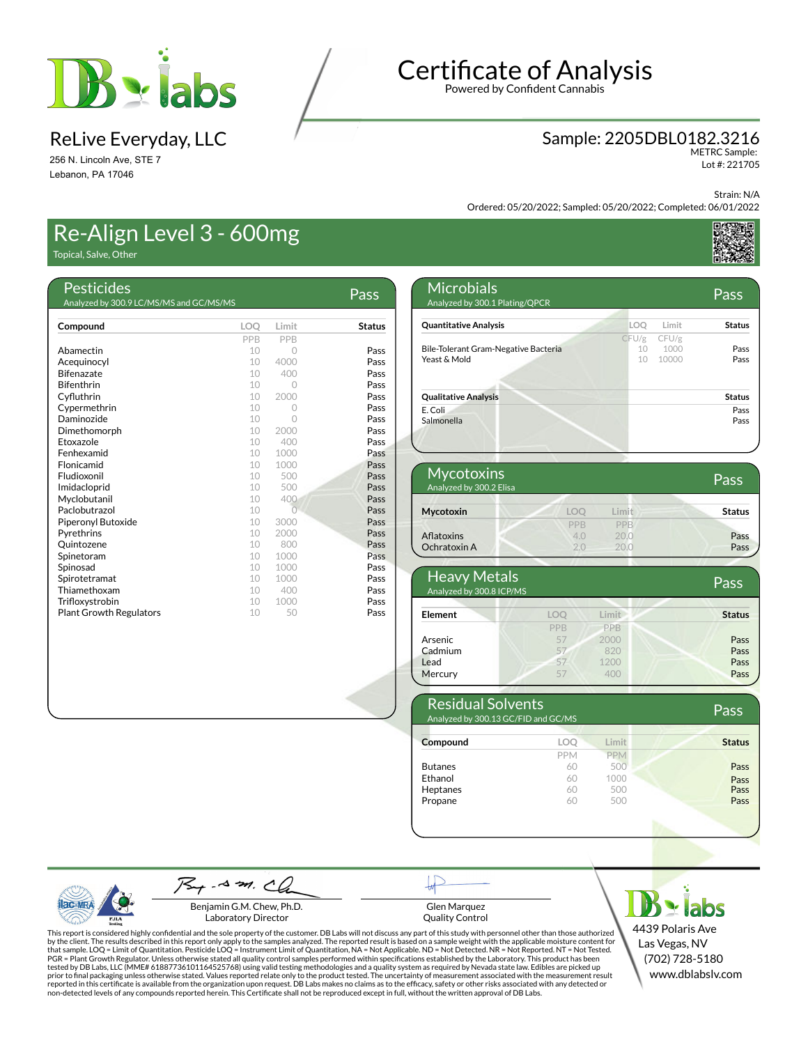# ReLive Everyday, LLC

256 N. Lincoln Ave, STE 7
Lebanon, PA 17046

# Certificate of Analysis

Powered by Confident Cannabis

## Sample: 2205DBL0182.3216

METRC Sample:
Lot #: 221705

Strain: N/A

Ordered: 05/20/2022; Sampled: 05/20/2022; Completed: 06/01/2022

# Re-Align Level 3 - 600mg

Topical, Salve, Other

## Pesticides — Pass

Analyzed by 300.9 LC/MS/MS and GC/MS/MS

| Compound | LOQ | Limit | Status |
|---|---|---|---|
| | PPB | PPB | |
| Abamectin | 10 | 0 | Pass |
| Acequinocyl | 10 | 4000 | Pass |
| Bifenazate | 10 | 400 | Pass |
| Bifenthrin | 10 | 0 | Pass |
| Cyfluthrin | 10 | 2000 | Pass |
| Cypermethrin | 10 | 0 | Pass |
| Daminozide | 10 | 0 | Pass |
| Dimethomorph | 10 | 2000 | Pass |
| Etoxazole | 10 | 400 | Pass |
| Fenhexamid | 10 | 1000 | Pass |
| Flonicamid | 10 | 1000 | Pass |
| Fludioxonil | 10 | 500 | Pass |
| Imidacloprid | 10 | 500 | Pass |
| Myclobutanil | 10 | 400 | Pass |
| Paclobutrazol | 10 | 0 | Pass |
| Piperonyl Butoxide | 10 | 3000 | Pass |
| Pyrethrins | 10 | 2000 | Pass |
| Quintozene | 10 | 800 | Pass |
| Spinetoram | 10 | 1000 | Pass |
| Spinosad | 10 | 1000 | Pass |
| Spirotetramat | 10 | 1000 | Pass |
| Thiamethoxam | 10 | 400 | Pass |
| Trifloxystrobin | 10 | 1000 | Pass |
| Plant Growth Regulators | 10 | 50 | Pass |

## Microbials — Pass

Analyzed by 300.1 Plating/QPCR

| Quantitative Analysis | LOQ | Limit | Status |
|---|---|---|---|
| | CFU/g | CFU/g | |
| Bile-Tolerant Gram-Negative Bacteria | 10 | 1000 | Pass |
| Yeast & Mold | 10 | 10000 | Pass |

| Qualitative Analysis | Status |
|---|---|
| E. Coli | Pass |
| Salmonella | Pass |

## Mycotoxins — Pass

Analyzed by 300.2 Elisa

| Mycotoxin | LOQ | Limit | Status |
|---|---|---|---|
| | PPB | PPB | |
| Aflatoxins | 4.0 | 20.0 | Pass |
| Ochratoxin A | 2.0 | 20.0 | Pass |

## Heavy Metals — Pass

Analyzed by 300.8 ICP/MS

| Element | LOQ | Limit | Status |
|---|---|---|---|
| | PPB | PPB | |
| Arsenic | 57 | 2000 | Pass |
| Cadmium | 57 | 820 | Pass |
| Lead | 57 | 1200 | Pass |
| Mercury | 57 | 400 | Pass |

## Residual Solvents — Pass

Analyzed by 300.13 GC/FID and GC/MS

| Compound | LOQ | Limit | Status |
|---|---|---|---|
| | PPM | PPM | |
| Butanes | 60 | 500 | Pass |
| Ethanol | 60 | 1000 | Pass |
| Heptanes | 60 | 500 | Pass |
| Propane | 60 | 500 | Pass |

Benjamin G.M. Chew, Ph.D.
Laboratory Director

Glen Marquez
Quality Control

4439 Polaris Ave
Las Vegas, NV
(702) 728-5180
www.dblabslv.com

This report is considered highly confidential and the sole property of the customer. DB Labs will not discuss any part of this study with personnel other than those authorized by the client. The results described in this report only apply to the samples analyzed. The reported result is based on a sample weight with the applicable moisture content for that sample. LOQ = Limit of Quantitation. Pesticide LOQ = Instrument Limit of Quantitation, NA = Not Applicable. ND = Not Detected. NR = Not Reported. NT = Not Tested. PGR = Plant Growth Regulator. Unless otherwise stated all quality control samples performed within specifications established by the Laboratory. This product has been tested by DB Labs, LLC (MME# 61887736101164525768) using valid testing methodologies and a quality system as required by Nevada state law. Edibles are picked up prior to final packaging unless otherwise stated. Values reported relate only to the product tested. The uncertainty of measurement associated with the measurement result reported in this certificate is available from the organization upon request. DB Labs makes no claims as to the efficacy, safety or other risks associated with any detected or non-detected levels of any compounds reported herein. This Certificate shall not be reproduced except in full, without the written approval of DB Labs.